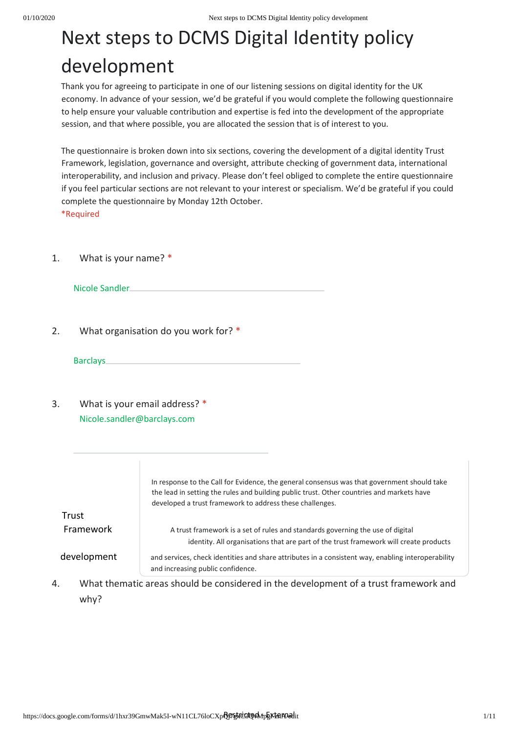# Next steps to DCMS Digital Identity policy development

Thank you for agreeing to participate in one of our listening sessions on digital identity for the UK economy. In advance of your session, we'd be grateful if you would complete the following questionnaire to help ensure your valuable contribution and expertise is fed into the development of the appropriate session, and that where possible, you are allocated the session that is of interest to you.

The questionnaire is broken down into six sections, covering the development of a digital identity Trust Framework, legislation, governance and oversight, attribute checking of government data, international interoperability, and inclusion and privacy. Please don't feel obliged to complete the entire questionnaire if you feel particular sections are not relevant to your interest or specialism. We'd be grateful if you could complete the questionnaire by Monday 12th October.

*Required

1. What is your name? *

   Nicole Sandler

2. What organisation do you work for? *

   Barclays

3. What is your email address? *

   Nicole.sandler@barclays.com

## Trust Framework development

In response to the Call for Evidence, the general consensus was that government should take the lead in setting the rules and building public trust. Other countries and markets have developed a trust framework to address these challenges.

A trust framework is a set of rules and standards governing the use of digital identity. All organisations that are part of the trust framework will create products and services, check identities and share attributes in a consistent way, enabling interoperability and increasing public confidence.

4. What thematic areas should be considered in the development of a trust framework and why?

Restricted - External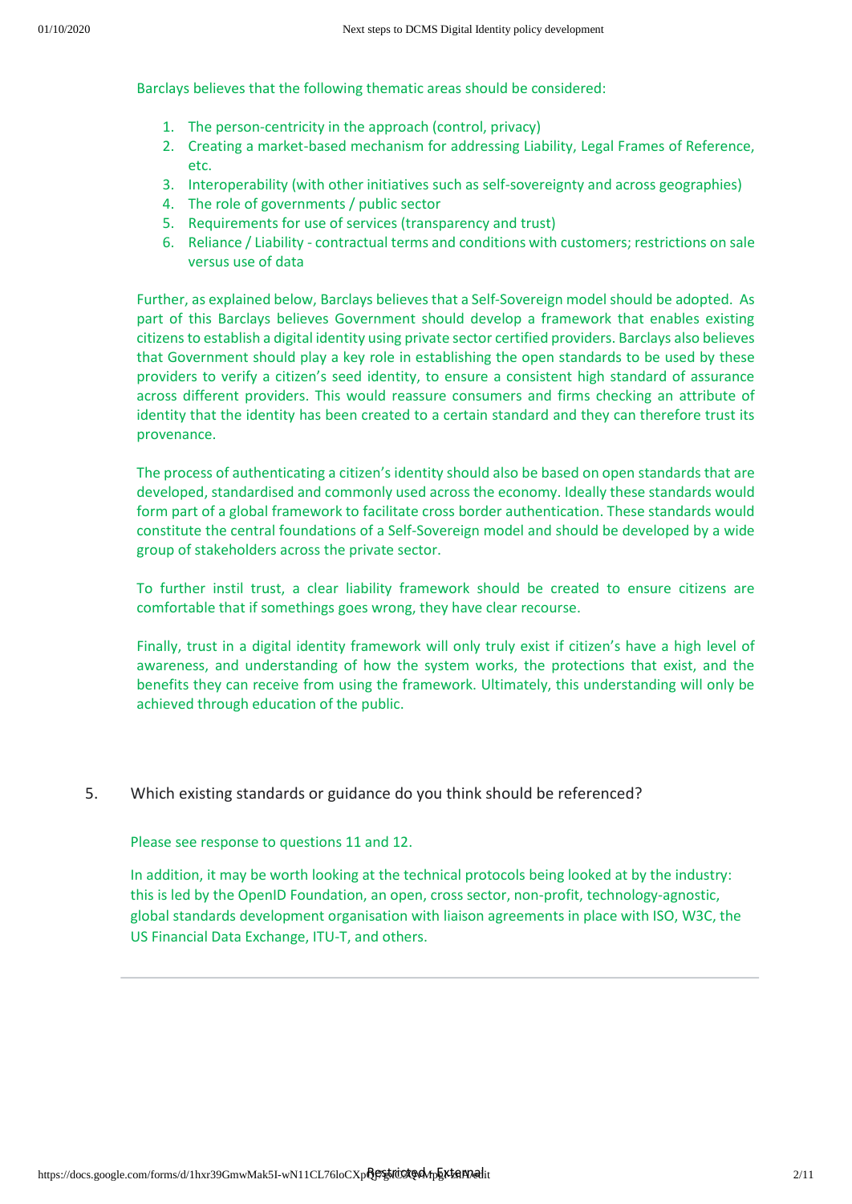Barclays believes that the following thematic areas should be considered:

1. The person-centricity in the approach (control, privacy)
2. Creating a market-based mechanism for addressing Liability, Legal Frames of Reference, etc.
3. Interoperability (with other initiatives such as self-sovereignty and across geographies)
4. The role of governments / public sector
5. Requirements for use of services (transparency and trust)
6. Reliance / Liability - contractual terms and conditions with customers; restrictions on sale versus use of data

Further, as explained below, Barclays believes that a Self-Sovereign model should be adopted. As part of this Barclays believes Government should develop a framework that enables existing citizens to establish a digital identity using private sector certified providers. Barclays also believes that Government should play a key role in establishing the open standards to be used by these providers to verify a citizen's seed identity, to ensure a consistent high standard of assurance across different providers. This would reassure consumers and firms checking an attribute of identity that the identity has been created to a certain standard and they can therefore trust its provenance.

The process of authenticating a citizen's identity should also be based on open standards that are developed, standardised and commonly used across the economy. Ideally these standards would form part of a global framework to facilitate cross border authentication. These standards would constitute the central foundations of a Self-Sovereign model and should be developed by a wide group of stakeholders across the private sector.

To further instil trust, a clear liability framework should be created to ensure citizens are comfortable that if somethings goes wrong, they have clear recourse.

Finally, trust in a digital identity framework will only truly exist if citizen's have a high level of awareness, and understanding of how the system works, the protections that exist, and the benefits they can receive from using the framework. Ultimately, this understanding will only be achieved through education of the public.

5. Which existing standards or guidance do you think should be referenced?

Please see response to questions 11 and 12.

In addition, it may be worth looking at the technical protocols being looked at by the industry: this is led by the OpenID Foundation, an open, cross sector, non-profit, technology-agnostic, global standards development organisation with liaison agreements in place with ISO, W3C, the US Financial Data Exchange, ITU-T, and others.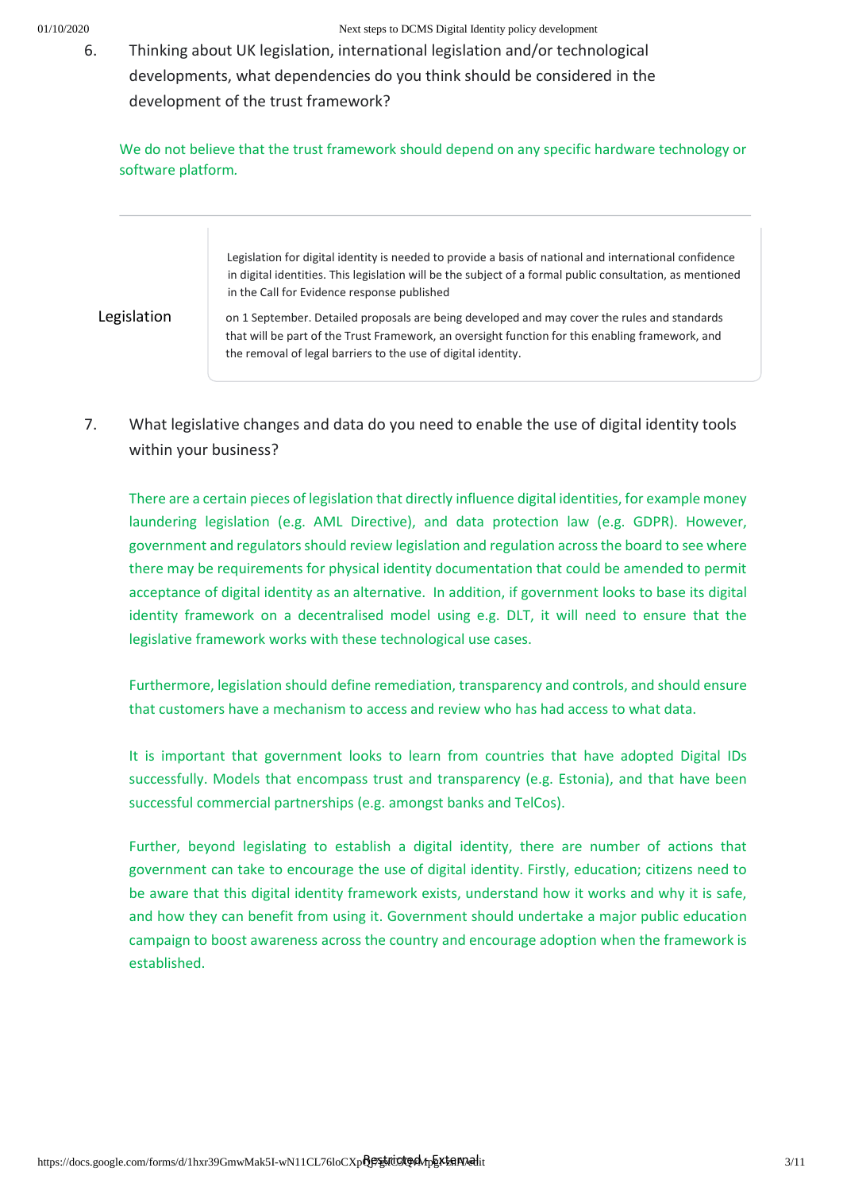6. Thinking about UK legislation, international legislation and/or technological developments, what dependencies do you think should be considered in the development of the trust framework?

We do not believe that the trust framework should depend on any specific hardware technology or software platform.

---

| Legislation | Legislation for digital identity is needed to provide a basis of national and international confidence in digital identities. This legislation will be the subject of a formal public consultation, as mentioned in the Call for Evidence response published on 1 September. Detailed proposals are being developed and may cover the rules and standards that will be part of the Trust Framework, an oversight function for this enabling framework, and the removal of legal barriers to the use of digital identity. |
|---|---|

7. What legislative changes and data do you need to enable the use of digital identity tools within your business?

There are a certain pieces of legislation that directly influence digital identities, for example money laundering legislation (e.g. AML Directive), and data protection law (e.g. GDPR). However, government and regulators should review legislation and regulation across the board to see where there may be requirements for physical identity documentation that could be amended to permit acceptance of digital identity as an alternative. In addition, if government looks to base its digital identity framework on a decentralised model using e.g. DLT, it will need to ensure that the legislative framework works with these technological use cases.

Furthermore, legislation should define remediation, transparency and controls, and should ensure that customers have a mechanism to access and review who has had access to what data.

It is important that government looks to learn from countries that have adopted Digital IDs successfully. Models that encompass trust and transparency (e.g. Estonia), and that have been successful commercial partnerships (e.g. amongst banks and TelCos).

Further, beyond legislating to establish a digital identity, there are number of actions that government can take to encourage the use of digital identity. Firstly, education; citizens need to be aware that this digital identity framework exists, understand how it works and why it is safe, and how they can benefit from using it. Government should undertake a major public education campaign to boost awareness across the country and encourage adoption when the framework is established.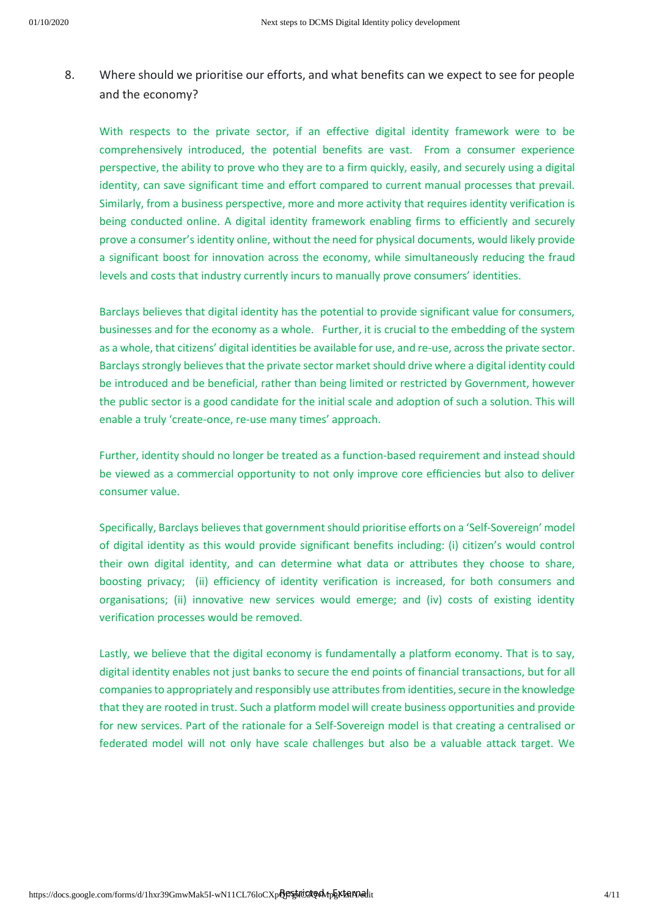8. Where should we prioritise our efforts, and what benefits can we expect to see for people and the economy?

With respects to the private sector, if an effective digital identity framework were to be comprehensively introduced, the potential benefits are vast. From a consumer experience perspective, the ability to prove who they are to a firm quickly, easily, and securely using a digital identity, can save significant time and effort compared to current manual processes that prevail. Similarly, from a business perspective, more and more activity that requires identity verification is being conducted online. A digital identity framework enabling firms to efficiently and securely prove a consumer's identity online, without the need for physical documents, would likely provide a significant boost for innovation across the economy, while simultaneously reducing the fraud levels and costs that industry currently incurs to manually prove consumers' identities.

Barclays believes that digital identity has the potential to provide significant value for consumers, businesses and for the economy as a whole. Further, it is crucial to the embedding of the system as a whole, that citizens' digital identities be available for use, and re-use, across the private sector. Barclays strongly believes that the private sector market should drive where a digital identity could be introduced and be beneficial, rather than being limited or restricted by Government, however the public sector is a good candidate for the initial scale and adoption of such a solution. This will enable a truly 'create-once, re-use many times' approach.

Further, identity should no longer be treated as a function-based requirement and instead should be viewed as a commercial opportunity to not only improve core efficiencies but also to deliver consumer value.

Specifically, Barclays believes that government should prioritise efforts on a 'Self-Sovereign' model of digital identity as this would provide significant benefits including: (i) citizen's would control their own digital identity, and can determine what data or attributes they choose to share, boosting privacy; (ii) efficiency of identity verification is increased, for both consumers and organisations; (ii) innovative new services would emerge; and (iv) costs of existing identity verification processes would be removed.

Lastly, we believe that the digital economy is fundamentally a platform economy. That is to say, digital identity enables not just banks to secure the end points of financial transactions, but for all companies to appropriately and responsibly use attributes from identities, secure in the knowledge that they are rooted in trust. Such a platform model will create business opportunities and provide for new services. Part of the rationale for a Self-Sovereign model is that creating a centralised or federated model will not only have scale challenges but also be a valuable attack target. We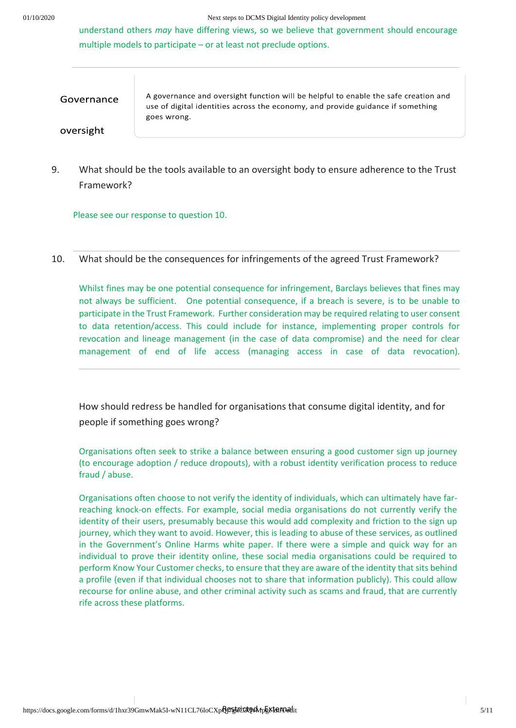understand others *may* have differing views, so we believe that government should encourage multiple models to participate – or at least not preclude options.

---

## Governance oversight

A governance and oversight function will be helpful to enable the safe creation and use of digital identities across the economy, and provide guidance if something goes wrong.

9. What should be the tools available to an oversight body to ensure adherence to the Trust Framework?

Please see our response to question 10.

---

10. What should be the consequences for infringements of the agreed Trust Framework?

Whilst fines may be one potential consequence for infringement, Barclays believes that fines may not always be sufficient. One potential consequence, if a breach is severe, is to be unable to participate in the Trust Framework. Further consideration may be required relating to user consent to data retention/access. This could include for instance, implementing proper controls for revocation and lineage management (in the case of data compromise) and the need for clear management of end of life access (managing access in case of data revocation).

---

How should redress be handled for organisations that consume digital identity, and for people if something goes wrong?

Organisations often seek to strike a balance between ensuring a good customer sign up journey (to encourage adoption / reduce dropouts), with a robust identity verification process to reduce fraud / abuse.

Organisations often choose to not verify the identity of individuals, which can ultimately have far-reaching knock-on effects. For example, social media organisations do not currently verify the identity of their users, presumably because this would add complexity and friction to the sign up journey, which they want to avoid. However, this is leading to abuse of these services, as outlined in the Government's Online Harms white paper. If there were a simple and quick way for an individual to prove their identity online, these social media organisations could be required to perform Know Your Customer checks, to ensure that they are aware of the identity that sits behind a profile (even if that individual chooses not to share that information publicly). This could allow recourse for online abuse, and other criminal activity such as scams and fraud, that are currently rife across these platforms.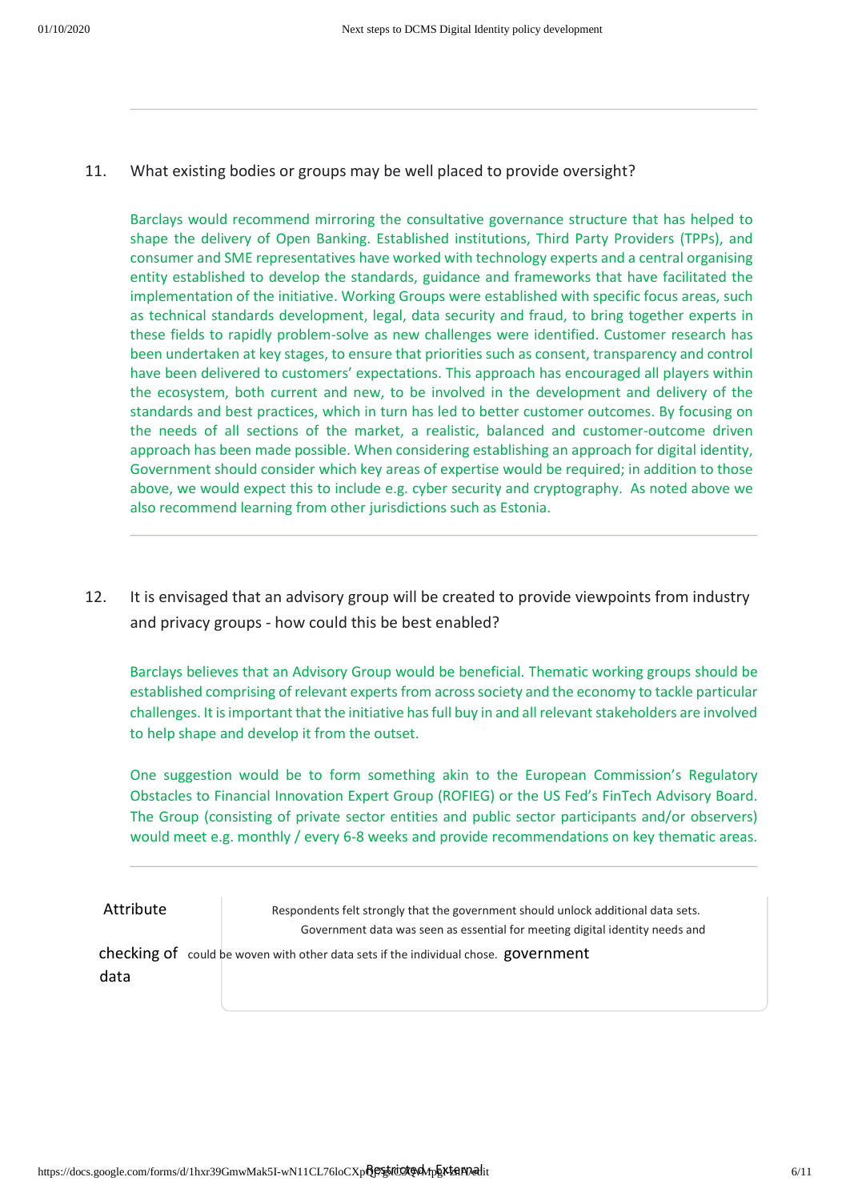11. What existing bodies or groups may be well placed to provide oversight?

Barclays would recommend mirroring the consultative governance structure that has helped to shape the delivery of Open Banking. Established institutions, Third Party Providers (TPPs), and consumer and SME representatives have worked with technology experts and a central organising entity established to develop the standards, guidance and frameworks that have facilitated the implementation of the initiative. Working Groups were established with specific focus areas, such as technical standards development, legal, data security and fraud, to bring together experts in these fields to rapidly problem-solve as new challenges were identified. Customer research has been undertaken at key stages, to ensure that priorities such as consent, transparency and control have been delivered to customers' expectations. This approach has encouraged all players within the ecosystem, both current and new, to be involved in the development and delivery of the standards and best practices, which in turn has led to better customer outcomes. By focusing on the needs of all sections of the market, a realistic, balanced and customer-outcome driven approach has been made possible. When considering establishing an approach for digital identity, Government should consider which key areas of expertise would be required; in addition to those above, we would expect this to include e.g. cyber security and cryptography. As noted above we also recommend learning from other jurisdictions such as Estonia.

---

12. It is envisaged that an advisory group will be created to provide viewpoints from industry and privacy groups - how could this be best enabled?

Barclays believes that an Advisory Group would be beneficial. Thematic working groups should be established comprising of relevant experts from across society and the economy to tackle particular challenges. It is important that the initiative has full buy in and all relevant stakeholders are involved to help shape and develop it from the outset.

One suggestion would be to form something akin to the European Commission's Regulatory Obstacles to Financial Innovation Expert Group (ROFIEG) or the US Fed's FinTech Advisory Board. The Group (consisting of private sector entities and public sector participants and/or observers) would meet e.g. monthly / every 6-8 weeks and provide recommendations on key thematic areas.

---

| Attribute checking of government data | Respondents felt strongly that the government should unlock additional data sets. Government data was seen as essential for meeting digital identity needs and could be woven with other data sets if the individual chose. |
|---|---|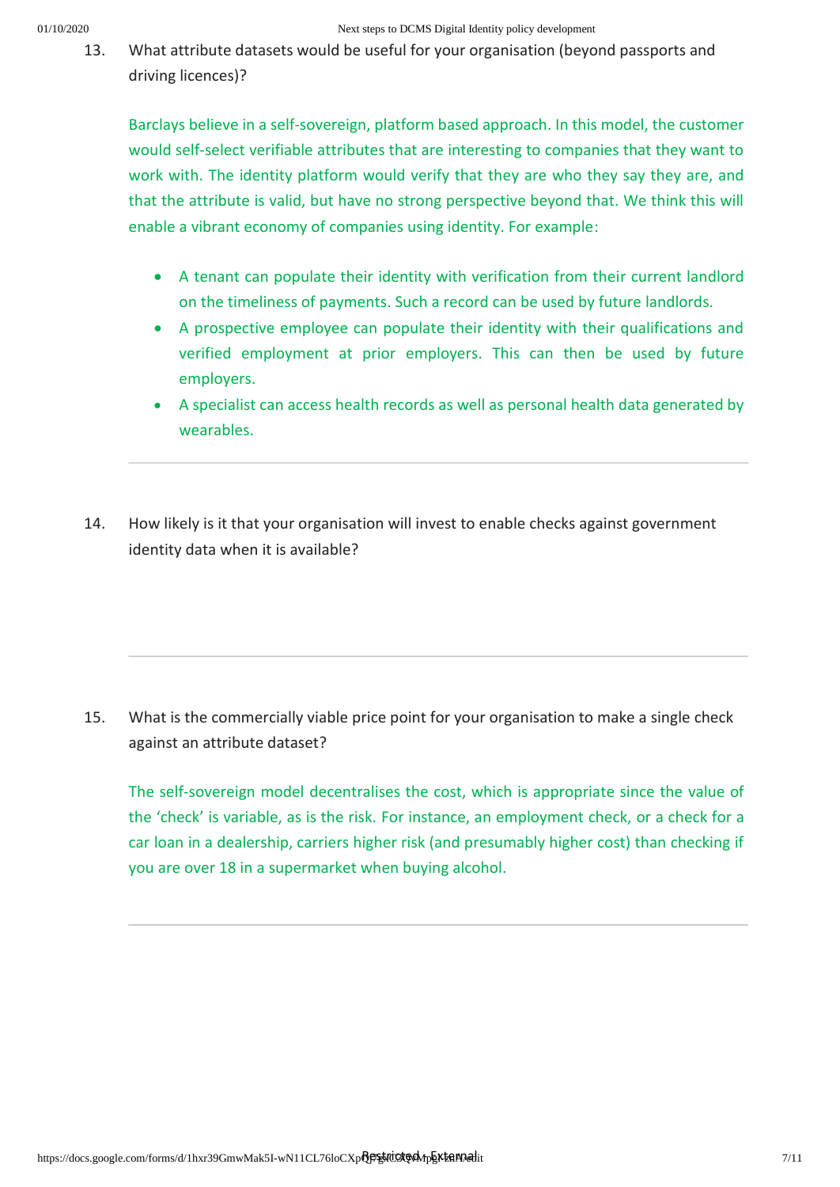13. What attribute datasets would be useful for your organisation (beyond passports and driving licences)?

    Barclays believe in a self-sovereign, platform based approach. In this model, the customer would self-select verifiable attributes that are interesting to companies that they want to work with. The identity platform would verify that they are who they say they are, and that the attribute is valid, but have no strong perspective beyond that. We think this will enable a vibrant economy of companies using identity. For example:

    - A tenant can populate their identity with verification from their current landlord on the timeliness of payments. Such a record can be used by future landlords.
    - A prospective employee can populate their identity with their qualifications and verified employment at prior employers. This can then be used by future employers.
    - A specialist can access health records as well as personal health data generated by wearables.

---

14. How likely is it that your organisation will invest to enable checks against government identity data when it is available?

---

15. What is the commercially viable price point for your organisation to make a single check against an attribute dataset?

    The self-sovereign model decentralises the cost, which is appropriate since the value of the 'check' is variable, as is the risk. For instance, an employment check, or a check for a car loan in a dealership, carriers higher risk (and presumably higher cost) than checking if you are over 18 in a supermarket when buying alcohol.

---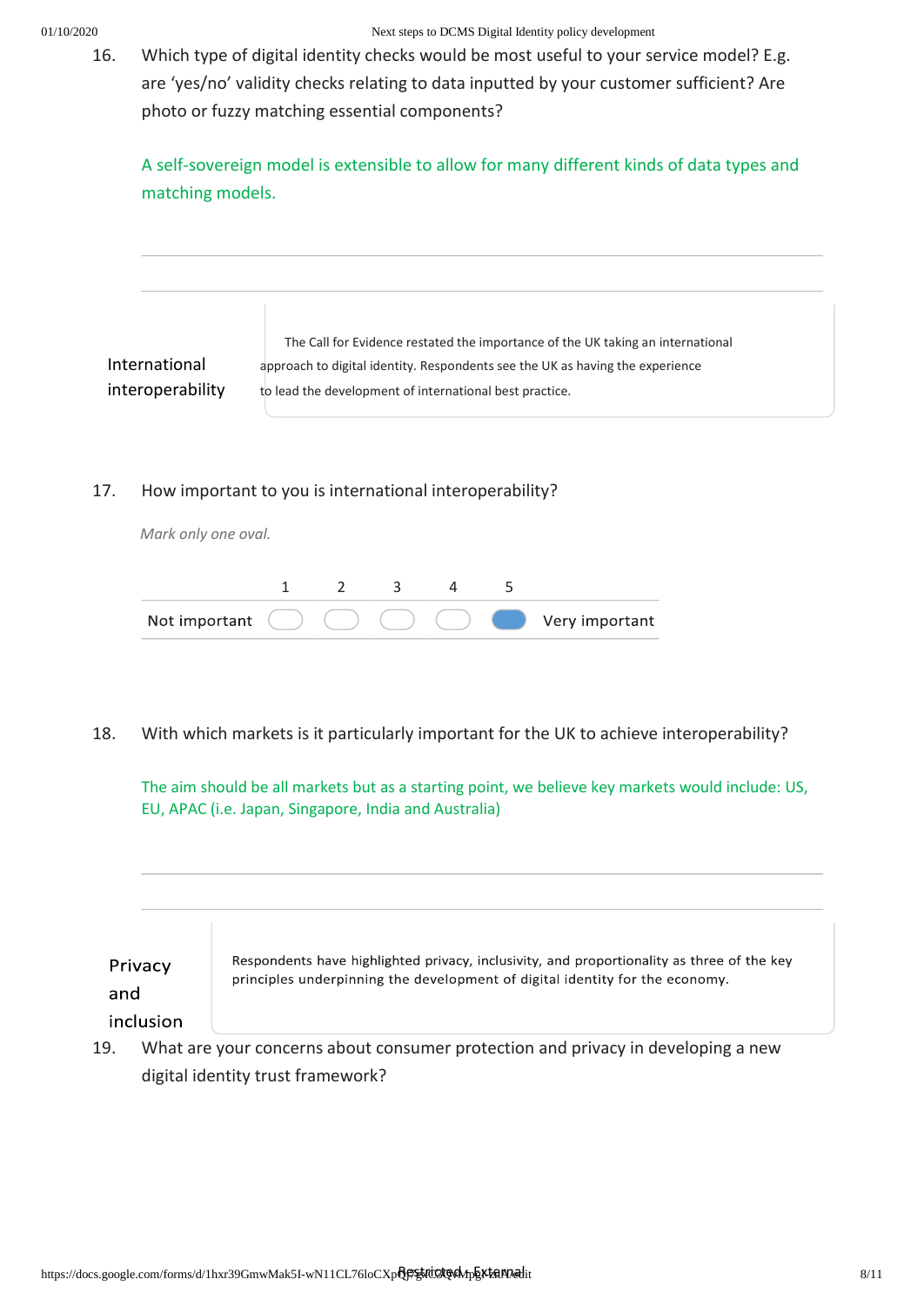16. Which type of digital identity checks would be most useful to your service model? E.g. are 'yes/no' validity checks relating to data inputted by your customer sufficient? Are photo or fuzzy matching essential components?

    A self-sovereign model is extensible to allow for many different kinds of data types and matching models.

## International interoperability

The Call for Evidence restated the importance of the UK taking an international approach to digital identity. Respondents see the UK as having the experience to lead the development of international best practice.

17. How important to you is international interoperability?

    *Mark only one oval.*

|  | 1 | 2 | 3 | 4 | 5 |  |
|---|---|---|---|---|---|---|
| Not important | ○ | ○ | ○ | ○ | ● | Very important |

18. With which markets is it particularly important for the UK to achieve interoperability?

    The aim should be all markets but as a starting point, we believe key markets would include: US, EU, APAC (i.e. Japan, Singapore, India and Australia)

## Privacy and inclusion

Respondents have highlighted privacy, inclusivity, and proportionality as three of the key principles underpinning the development of digital identity for the economy.

19. What are your concerns about consumer protection and privacy in developing a new digital identity trust framework?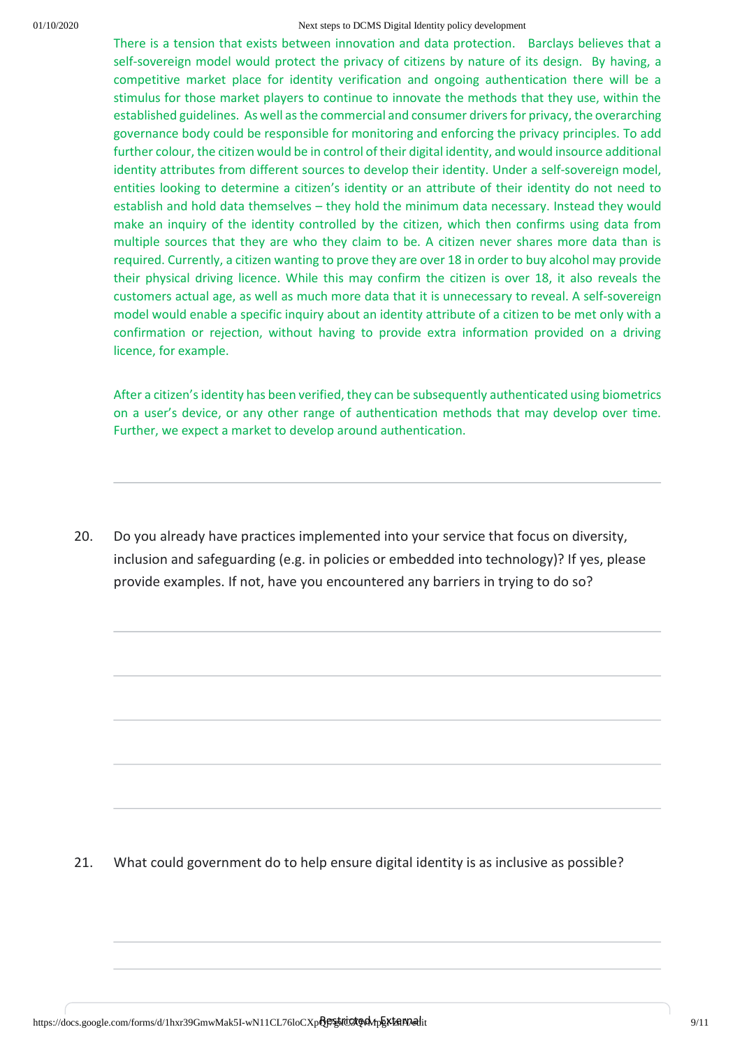There is a tension that exists between innovation and data protection. Barclays believes that a self-sovereign model would protect the privacy of citizens by nature of its design. By having, a competitive market place for identity verification and ongoing authentication there will be a stimulus for those market players to continue to innovate the methods that they use, within the established guidelines. As well as the commercial and consumer drivers for privacy, the overarching governance body could be responsible for monitoring and enforcing the privacy principles. To add further colour, the citizen would be in control of their digital identity, and would insource additional identity attributes from different sources to develop their identity. Under a self-sovereign model, entities looking to determine a citizen's identity or an attribute of their identity do not need to establish and hold data themselves – they hold the minimum data necessary. Instead they would make an inquiry of the identity controlled by the citizen, which then confirms using data from multiple sources that they are who they claim to be. A citizen never shares more data than is required. Currently, a citizen wanting to prove they are over 18 in order to buy alcohol may provide their physical driving licence. While this may confirm the citizen is over 18, it also reveals the customers actual age, as well as much more data that it is unnecessary to reveal. A self-sovereign model would enable a specific inquiry about an identity attribute of a citizen to be met only with a confirmation or rejection, without having to provide extra information provided on a driving licence, for example.

After a citizen's identity has been verified, they can be subsequently authenticated using biometrics on a user's device, or any other range of authentication methods that may develop over time. Further, we expect a market to develop around authentication.

20. Do you already have practices implemented into your service that focus on diversity, inclusion and safeguarding (e.g. in policies or embedded into technology)? If yes, please provide examples. If not, have you encountered any barriers in trying to do so?

21. What could government do to help ensure digital identity is as inclusive as possible?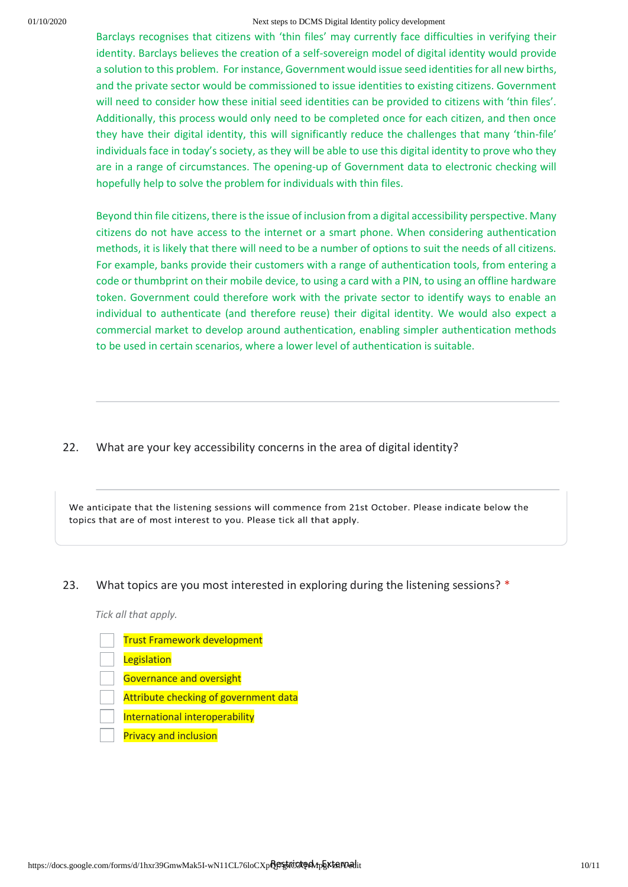Barclays recognises that citizens with 'thin files' may currently face difficulties in verifying their identity. Barclays believes the creation of a self-sovereign model of digital identity would provide a solution to this problem. For instance, Government would issue seed identities for all new births, and the private sector would be commissioned to issue identities to existing citizens. Government will need to consider how these initial seed identities can be provided to citizens with 'thin files'. Additionally, this process would only need to be completed once for each citizen, and then once they have their digital identity, this will significantly reduce the challenges that many 'thin-file' individuals face in today's society, as they will be able to use this digital identity to prove who they are in a range of circumstances. The opening-up of Government data to electronic checking will hopefully help to solve the problem for individuals with thin files.

Beyond thin file citizens, there is the issue of inclusion from a digital accessibility perspective. Many citizens do not have access to the internet or a smart phone. When considering authentication methods, it is likely that there will need to be a number of options to suit the needs of all citizens. For example, banks provide their customers with a range of authentication tools, from entering a code or thumbprint on their mobile device, to using a card with a PIN, to using an offline hardware token. Government could therefore work with the private sector to identify ways to enable an individual to authenticate (and therefore reuse) their digital identity. We would also expect a commercial market to develop around authentication, enabling simpler authentication methods to be used in certain scenarios, where a lower level of authentication is suitable.

---

22. What are your key accessibility concerns in the area of digital identity?

---

We anticipate that the listening sessions will commence from 21st October. Please indicate below the topics that are of most interest to you. Please tick all that apply.

23. What topics are you most interested in exploring during the listening sessions? *

*Tick all that apply.*

- [ ] Trust Framework development
- [ ] Legislation
- [ ] Governance and oversight
- [ ] Attribute checking of government data
- [ ] International interoperability
- [ ] Privacy and inclusion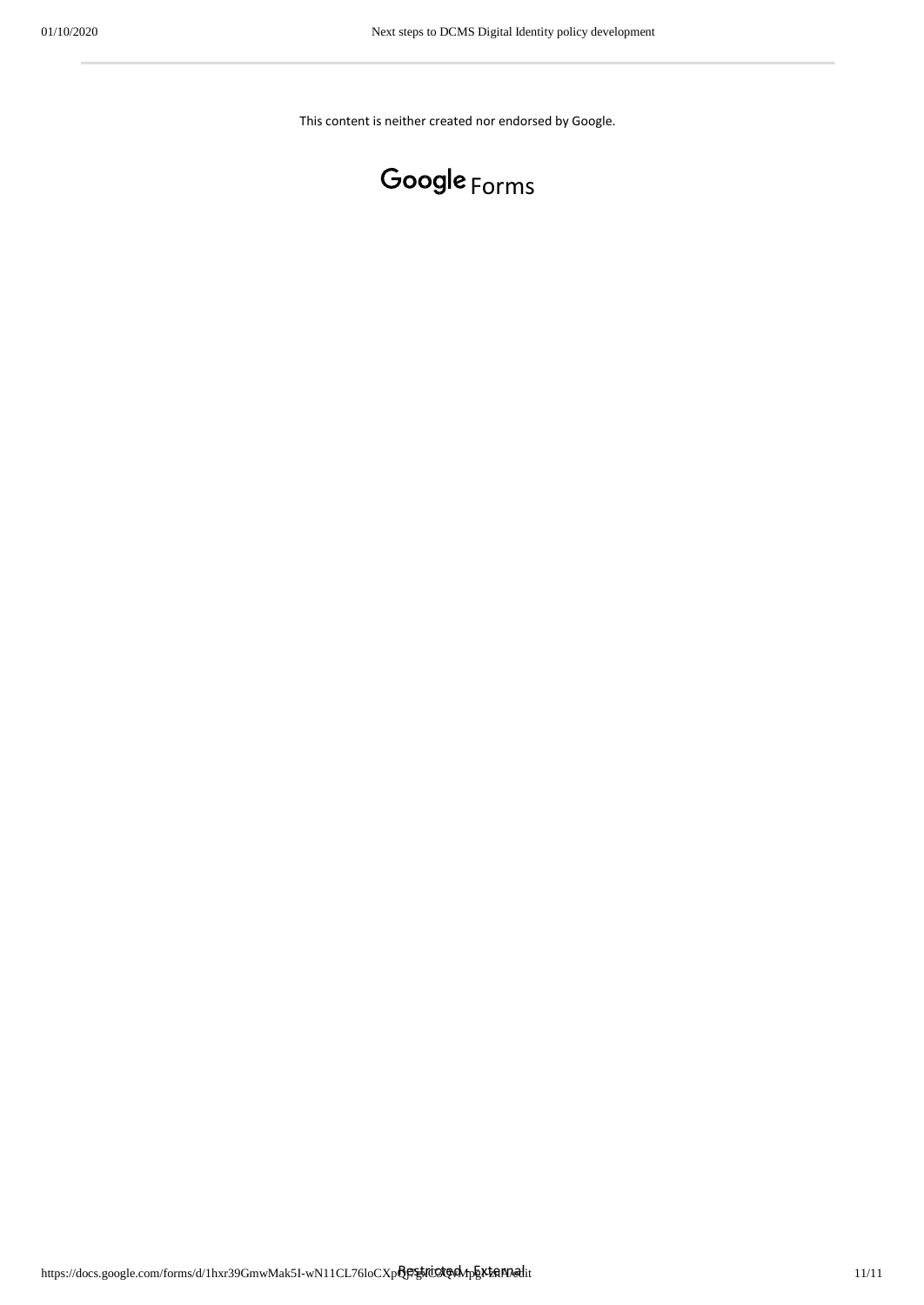This content is neither created nor endorsed by Google.

Google Forms